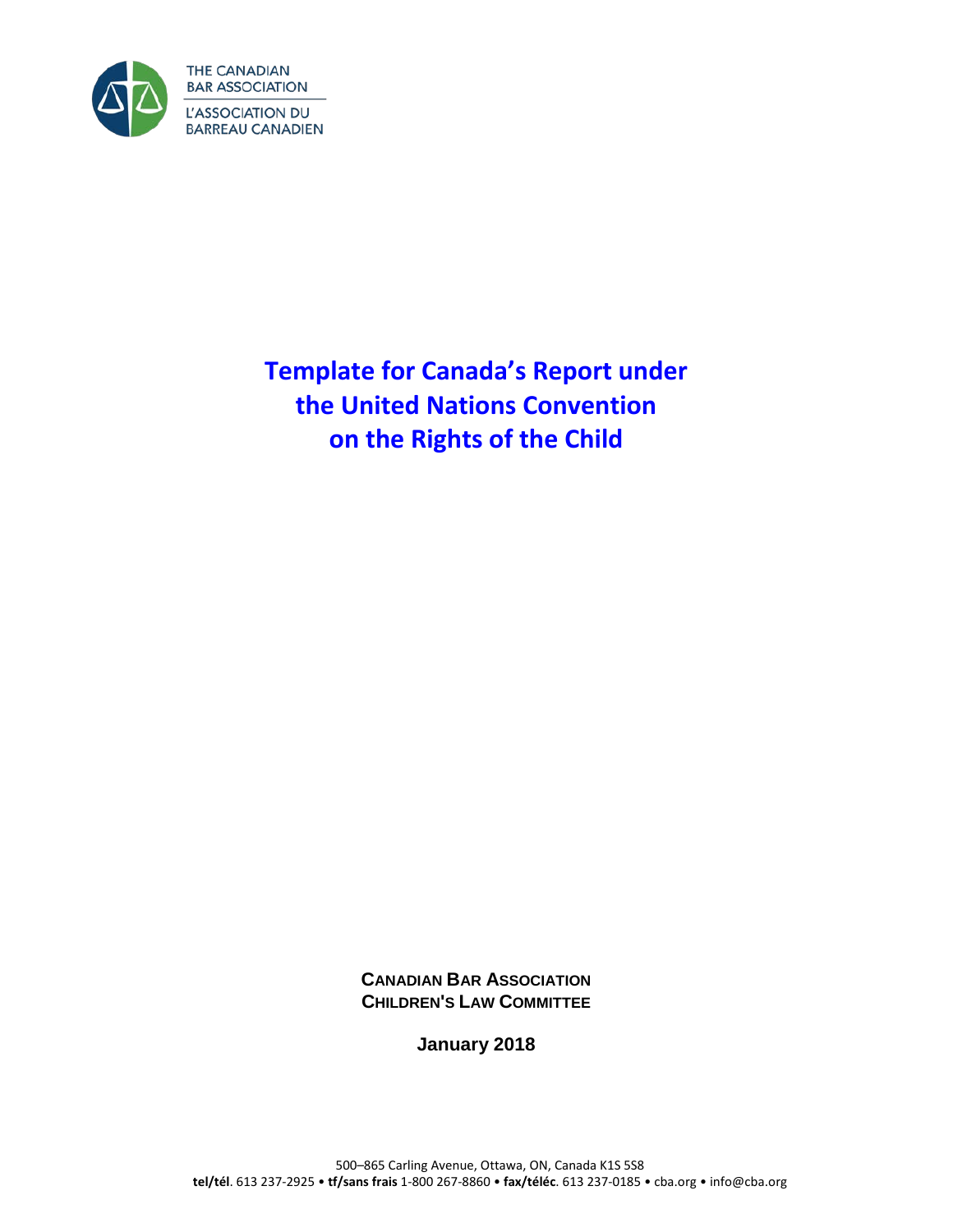THE CANADIAN BAR ASSOCIATION

L'ASSOCIATION DU BARREAU CANADIEN

# Template for Canada's Report under the United Nations Convention on the Rights of the Child

**CANADIAN BAR ASSOCIATION**
**CHILDREN'S LAW COMMITTEE**

**January 2018**

500–865 Carling Avenue, Ottawa, ON, Canada K1S 5S8
**tel/tél**. 613 237-2925 • **tf/sans frais** 1-800 267-8860 • **fax/téléc**. 613 237-0185 • cba.org • info@cba.org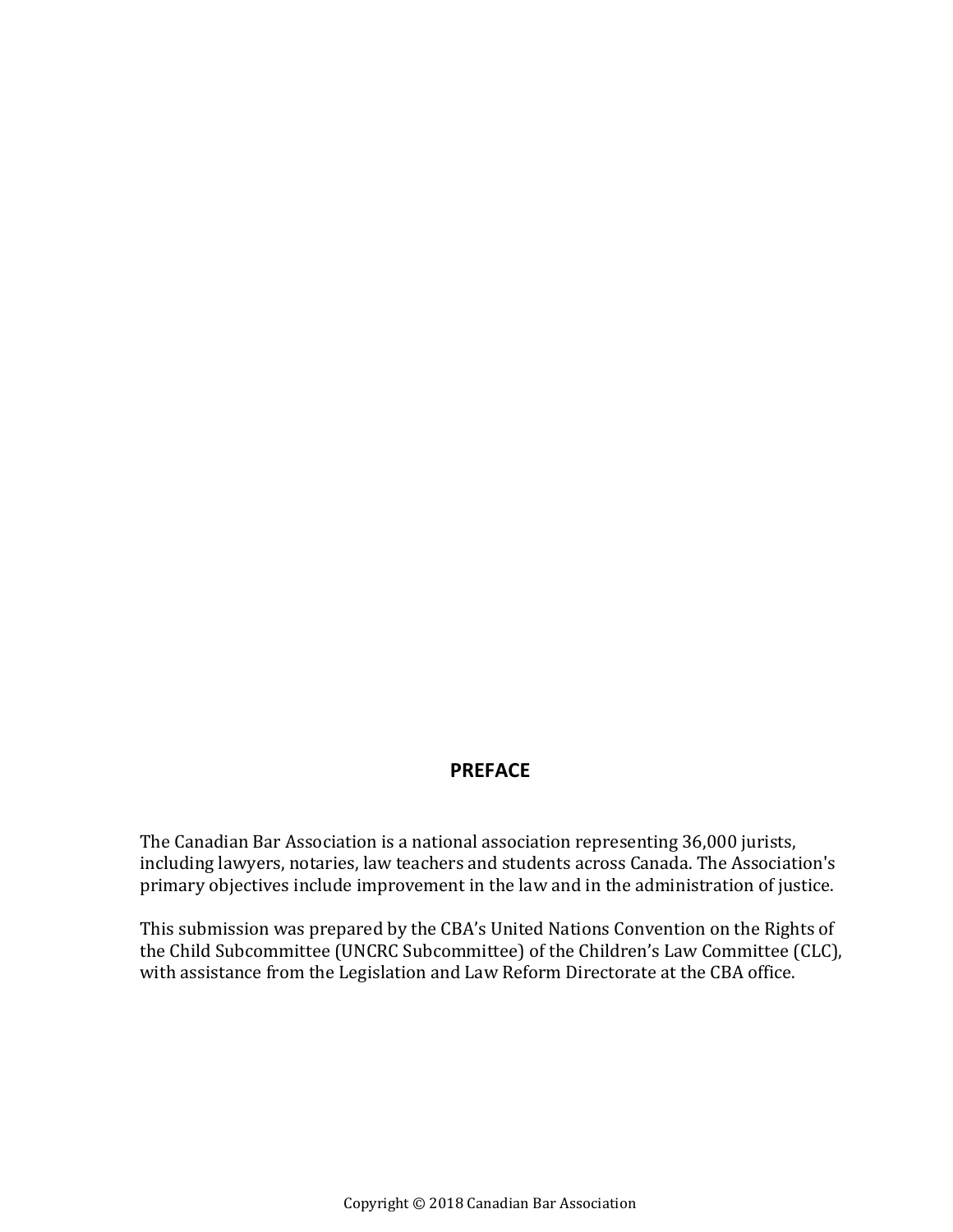## PREFACE

The Canadian Bar Association is a national association representing 36,000 jurists, including lawyers, notaries, law teachers and students across Canada. The Association's primary objectives include improvement in the law and in the administration of justice.

This submission was prepared by the CBA's United Nations Convention on the Rights of the Child Subcommittee (UNCRC Subcommittee) of the Children's Law Committee (CLC), with assistance from the Legislation and Law Reform Directorate at the CBA office.

Copyright © 2018 Canadian Bar Association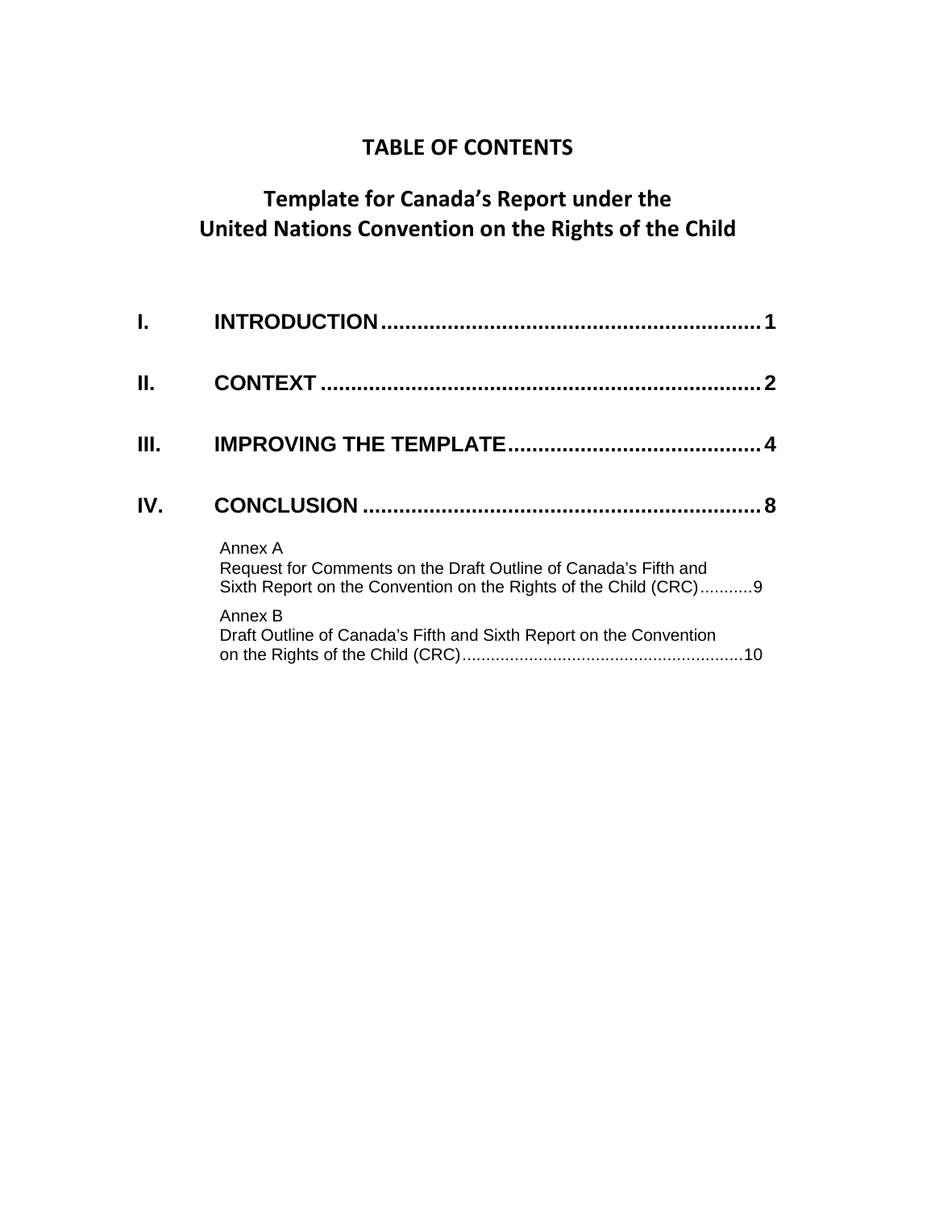# TABLE OF CONTENTS

## Template for Canada's Report under the United Nations Convention on the Rights of the Child

**I. INTRODUCTION** .............................................................. **1**

**II. CONTEXT** ........................................................................ **2**

**III. IMPROVING THE TEMPLATE** ......................................... **4**

**IV. CONCLUSION** ................................................................. **8**

Annex A
Request for Comments on the Draft Outline of Canada's Fifth and Sixth Report on the Convention on the Rights of the Child (CRC) ...........9

Annex B
Draft Outline of Canada's Fifth and Sixth Report on the Convention on the Rights of the Child (CRC) ..........................................................10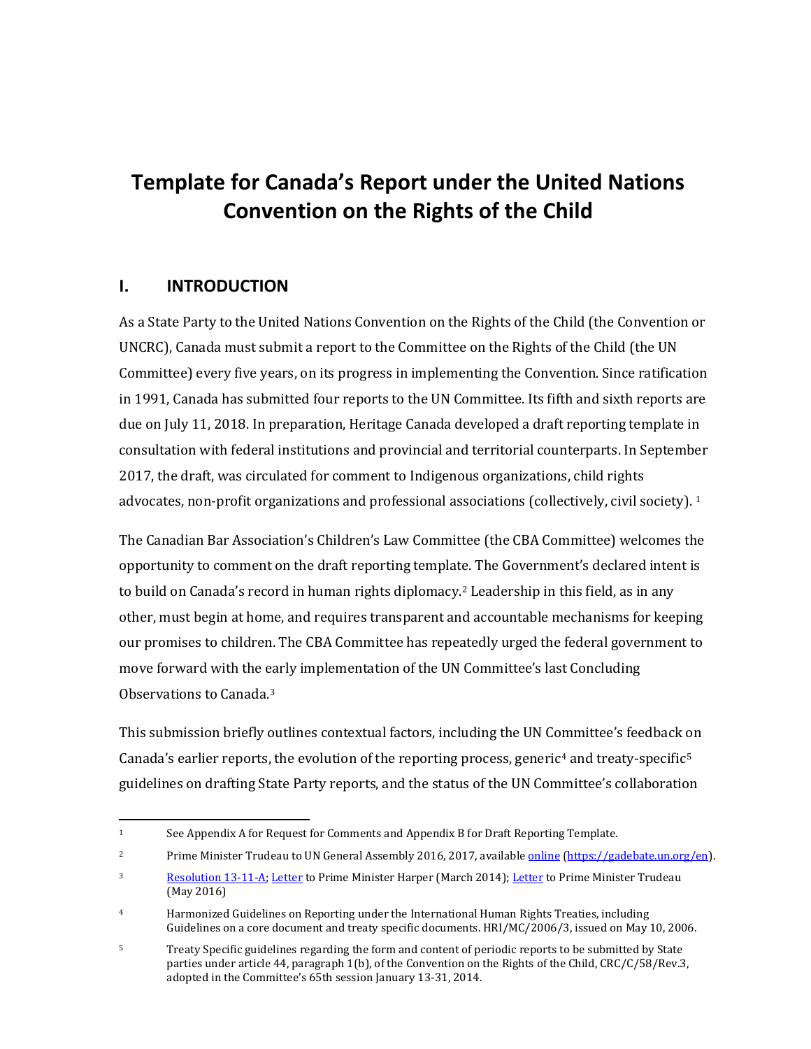# Template for Canada's Report under the United Nations Convention on the Rights of the Child

## I. INTRODUCTION

As a State Party to the United Nations Convention on the Rights of the Child (the Convention or UNCRC), Canada must submit a report to the Committee on the Rights of the Child (the UN Committee) every five years, on its progress in implementing the Convention. Since ratification in 1991, Canada has submitted four reports to the UN Committee. Its fifth and sixth reports are due on July 11, 2018. In preparation, Heritage Canada developed a draft reporting template in consultation with federal institutions and provincial and territorial counterparts. In September 2017, the draft, was circulated for comment to Indigenous organizations, child rights advocates, non-profit organizations and professional associations (collectively, civil society). [1]

The Canadian Bar Association's Children's Law Committee (the CBA Committee) welcomes the opportunity to comment on the draft reporting template. The Government's declared intent is to build on Canada's record in human rights diplomacy.[2] Leadership in this field, as in any other, must begin at home, and requires transparent and accountable mechanisms for keeping our promises to children. The CBA Committee has repeatedly urged the federal government to move forward with the early implementation of the UN Committee's last Concluding Observations to Canada.[3]

This submission briefly outlines contextual factors, including the UN Committee's feedback on Canada's earlier reports, the evolution of the reporting process, generic[4] and treaty-specific[5] guidelines on drafting State Party reports, and the status of the UN Committee's collaboration

---

[1] See Appendix A for Request for Comments and Appendix B for Draft Reporting Template.

[2] Prime Minister Trudeau to UN General Assembly 2016, 2017, available online (https://gadebate.un.org/en).

[3] Resolution 13-11-A; Letter to Prime Minister Harper (March 2014); Letter to Prime Minister Trudeau (May 2016)

[4] Harmonized Guidelines on Reporting under the International Human Rights Treaties, including Guidelines on a core document and treaty specific documents. HRI/MC/2006/3, issued on May 10, 2006.

[5] Treaty Specific guidelines regarding the form and content of periodic reports to be submitted by State parties under article 44, paragraph 1(b), of the Convention on the Rights of the Child, CRC/C/58/Rev.3, adopted in the Committee's 65th session January 13-31, 2014.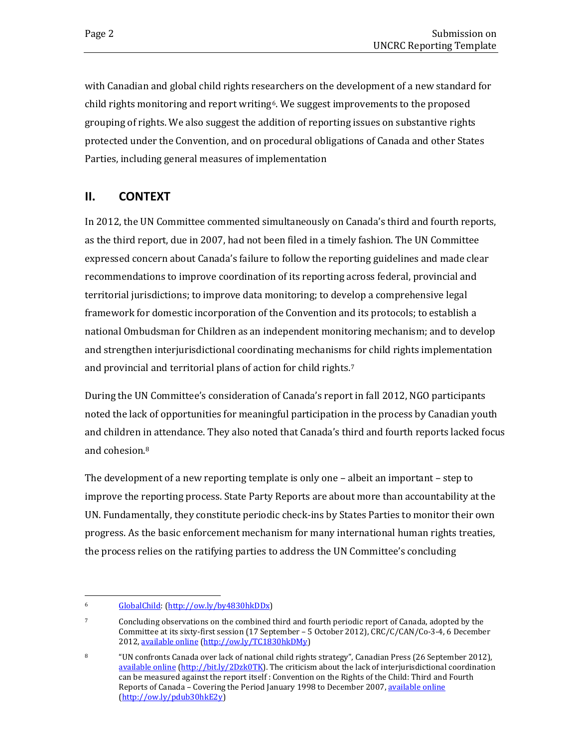with Canadian and global child rights researchers on the development of a new standard for child rights monitoring and report writing[6]. We suggest improvements to the proposed grouping of rights. We also suggest the addition of reporting issues on substantive rights protected under the Convention, and on procedural obligations of Canada and other States Parties, including general measures of implementation

## II. CONTEXT

In 2012, the UN Committee commented simultaneously on Canada's third and fourth reports, as the third report, due in 2007, had not been filed in a timely fashion. The UN Committee expressed concern about Canada's failure to follow the reporting guidelines and made clear recommendations to improve coordination of its reporting across federal, provincial and territorial jurisdictions; to improve data monitoring; to develop a comprehensive legal framework for domestic incorporation of the Convention and its protocols; to establish a national Ombudsman for Children as an independent monitoring mechanism; and to develop and strengthen interjurisdictional coordinating mechanisms for child rights implementation and provincial and territorial plans of action for child rights.[7]

During the UN Committee's consideration of Canada's report in fall 2012, NGO participants noted the lack of opportunities for meaningful participation in the process by Canadian youth and children in attendance. They also noted that Canada's third and fourth reports lacked focus and cohesion.[8]

The development of a new reporting template is only one – albeit an important – step to improve the reporting process. State Party Reports are about more than accountability at the UN. Fundamentally, they constitute periodic check-ins by States Parties to monitor their own progress. As the basic enforcement mechanism for many international human rights treaties, the process relies on the ratifying parties to address the UN Committee's concluding

---

[6] GlobalChild: (http://ow.ly/by4830hkDDx)

[7] Concluding observations on the combined third and fourth periodic report of Canada, adopted by the Committee at its sixty-first session (17 September – 5 October 2012), CRC/C/CAN/Co-3-4, 6 December 2012, available online (http://ow.ly/TC1830hkDMy)

[8] "UN confronts Canada over lack of national child rights strategy", Canadian Press (26 September 2012), available online (http://bit.ly/2Dzk0TK). The criticism about the lack of interjurisdictional coordination can be measured against the report itself : Convention on the Rights of the Child: Third and Fourth Reports of Canada – Covering the Period January 1998 to December 2007, available online (http://ow.ly/pdub30hkE2y)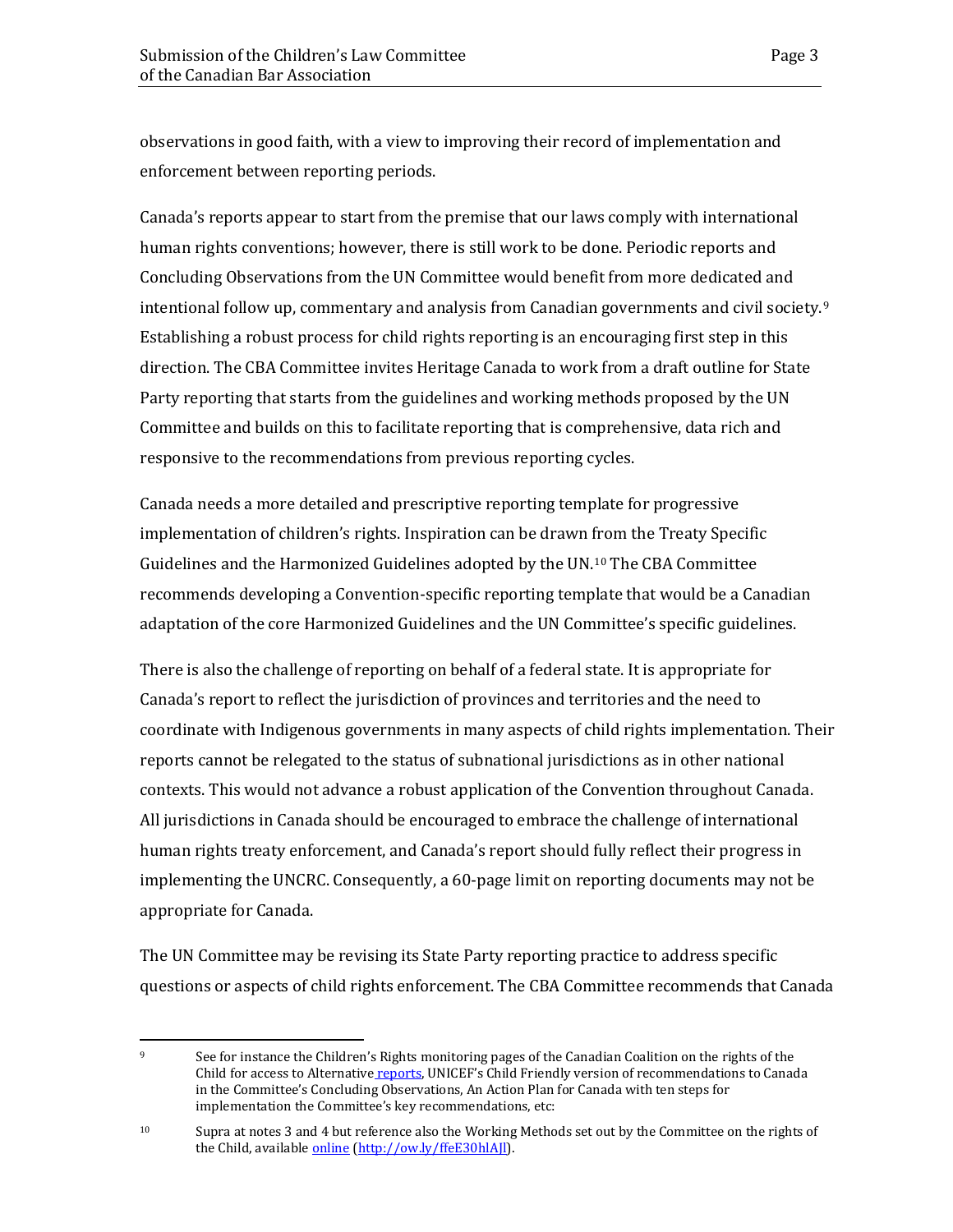observations in good faith, with a view to improving their record of implementation and enforcement between reporting periods.

Canada's reports appear to start from the premise that our laws comply with international human rights conventions; however, there is still work to be done. Periodic reports and Concluding Observations from the UN Committee would benefit from more dedicated and intentional follow up, commentary and analysis from Canadian governments and civil society.[9] Establishing a robust process for child rights reporting is an encouraging first step in this direction. The CBA Committee invites Heritage Canada to work from a draft outline for State Party reporting that starts from the guidelines and working methods proposed by the UN Committee and builds on this to facilitate reporting that is comprehensive, data rich and responsive to the recommendations from previous reporting cycles.

Canada needs a more detailed and prescriptive reporting template for progressive implementation of children's rights. Inspiration can be drawn from the Treaty Specific Guidelines and the Harmonized Guidelines adopted by the UN.[10] The CBA Committee recommends developing a Convention-specific reporting template that would be a Canadian adaptation of the core Harmonized Guidelines and the UN Committee's specific guidelines.

There is also the challenge of reporting on behalf of a federal state. It is appropriate for Canada's report to reflect the jurisdiction of provinces and territories and the need to coordinate with Indigenous governments in many aspects of child rights implementation. Their reports cannot be relegated to the status of subnational jurisdictions as in other national contexts. This would not advance a robust application of the Convention throughout Canada. All jurisdictions in Canada should be encouraged to embrace the challenge of international human rights treaty enforcement, and Canada's report should fully reflect their progress in implementing the UNCRC. Consequently, a 60-page limit on reporting documents may not be appropriate for Canada.

The UN Committee may be revising its State Party reporting practice to address specific questions or aspects of child rights enforcement. The CBA Committee recommends that Canada

---

[9] See for instance the Children's Rights monitoring pages of the Canadian Coalition on the rights of the Child for access to Alternative reports, UNICEF's Child Friendly version of recommendations to Canada in the Committee's Concluding Observations, An Action Plan for Canada with ten steps for implementation the Committee's key recommendations, etc:

[10] Supra at notes 3 and 4 but reference also the Working Methods set out by the Committee on the rights of the Child, available online (http://ow.ly/ffeE30hlAJl).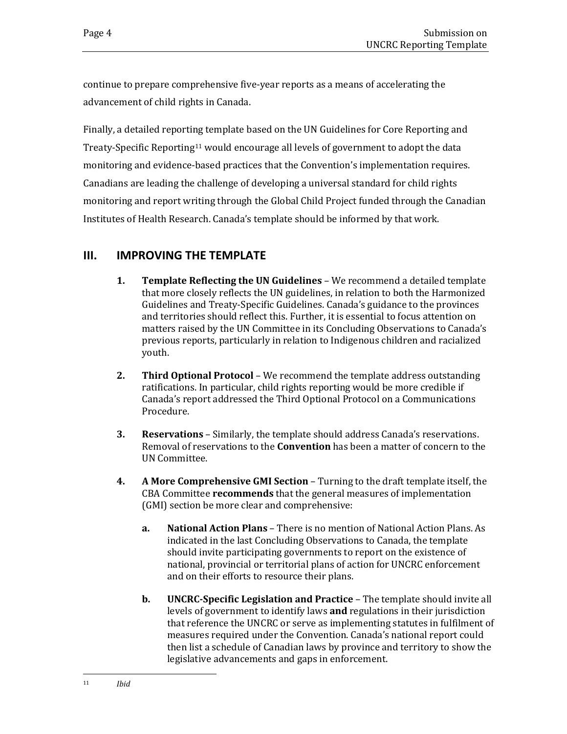continue to prepare comprehensive five-year reports as a means of accelerating the advancement of child rights in Canada.

Finally, a detailed reporting template based on the UN Guidelines for Core Reporting and Treaty-Specific Reporting[11] would encourage all levels of government to adopt the data monitoring and evidence-based practices that the Convention's implementation requires. Canadians are leading the challenge of developing a universal standard for child rights monitoring and report writing through the Global Child Project funded through the Canadian Institutes of Health Research. Canada's template should be informed by that work.

## III. IMPROVING THE TEMPLATE

1. **Template Reflecting the UN Guidelines** – We recommend a detailed template that more closely reflects the UN guidelines, in relation to both the Harmonized Guidelines and Treaty-Specific Guidelines. Canada's guidance to the provinces and territories should reflect this. Further, it is essential to focus attention on matters raised by the UN Committee in its Concluding Observations to Canada's previous reports, particularly in relation to Indigenous children and racialized youth.

2. **Third Optional Protocol** – We recommend the template address outstanding ratifications. In particular, child rights reporting would be more credible if Canada's report addressed the Third Optional Protocol on a Communications Procedure.

3. **Reservations** – Similarly, the template should address Canada's reservations. Removal of reservations to the **Convention** has been a matter of concern to the UN Committee.

4. **A More Comprehensive GMI Section** – Turning to the draft template itself, the CBA Committee **recommends** that the general measures of implementation (GMI) section be more clear and comprehensive:

    a. **National Action Plans** – There is no mention of National Action Plans. As indicated in the last Concluding Observations to Canada, the template should invite participating governments to report on the existence of national, provincial or territorial plans of action for UNCRC enforcement and on their efforts to resource their plans.

    b. **UNCRC-Specific Legislation and Practice** – The template should invite all levels of government to identify laws **and** regulations in their jurisdiction that reference the UNCRC or serve as implementing statutes in fulfilment of measures required under the Convention. Canada's national report could then list a schedule of Canadian laws by province and territory to show the legislative advancements and gaps in enforcement.

---

[11] *Ibid*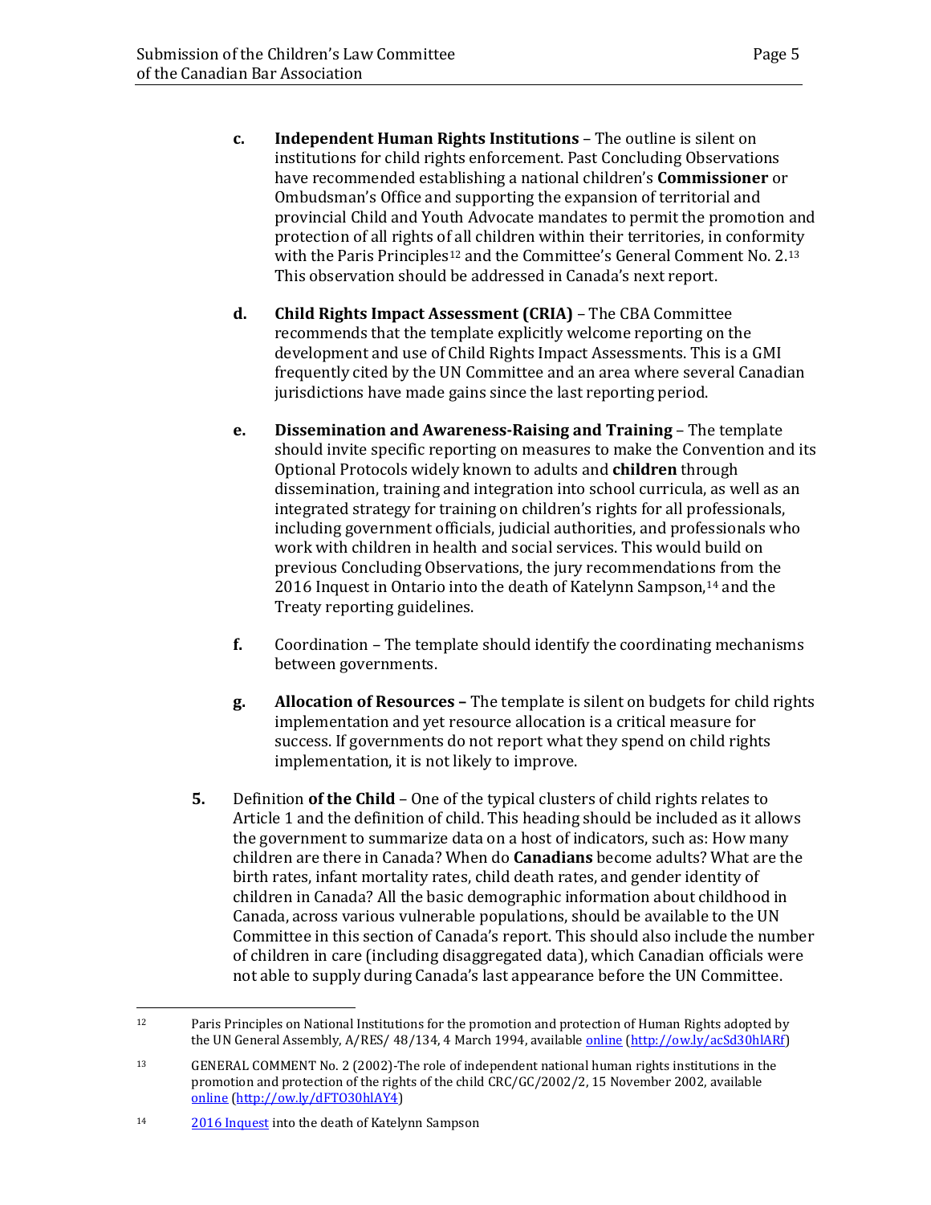c. **Independent Human Rights Institutions** – The outline is silent on institutions for child rights enforcement. Past Concluding Observations have recommended establishing a national children's **Commissioner** or Ombudsman's Office and supporting the expansion of territorial and provincial Child and Youth Advocate mandates to permit the promotion and protection of all rights of all children within their territories, in conformity with the Paris Principles[12] and the Committee's General Comment No. 2.[13] This observation should be addressed in Canada's next report.

d. **Child Rights Impact Assessment (CRIA)** – The CBA Committee recommends that the template explicitly welcome reporting on the development and use of Child Rights Impact Assessments. This is a GMI frequently cited by the UN Committee and an area where several Canadian jurisdictions have made gains since the last reporting period.

e. **Dissemination and Awareness-Raising and Training** – The template should invite specific reporting on measures to make the Convention and its Optional Protocols widely known to adults and **children** through dissemination, training and integration into school curricula, as well as an integrated strategy for training on children's rights for all professionals, including government officials, judicial authorities, and professionals who work with children in health and social services. This would build on previous Concluding Observations, the jury recommendations from the 2016 Inquest in Ontario into the death of Katelynn Sampson,[14] and the Treaty reporting guidelines.

f. Coordination – The template should identify the coordinating mechanisms between governments.

g. **Allocation of Resources –** The template is silent on budgets for child rights implementation and yet resource allocation is a critical measure for success. If governments do not report what they spend on child rights implementation, it is not likely to improve.

5. Definition **of the Child** – One of the typical clusters of child rights relates to Article 1 and the definition of child. This heading should be included as it allows the government to summarize data on a host of indicators, such as: How many children are there in Canada? When do **Canadians** become adults? What are the birth rates, infant mortality rates, child death rates, and gender identity of children in Canada? All the basic demographic information about childhood in Canada, across various vulnerable populations, should be available to the UN Committee in this section of Canada's report. This should also include the number of children in care (including disaggregated data), which Canadian officials were not able to supply during Canada's last appearance before the UN Committee.

---

[12] Paris Principles on National Institutions for the promotion and protection of Human Rights adopted by the UN General Assembly, A/RES/ 48/134, 4 March 1994, available online (http://ow.ly/acSd30hlARf)

[13] GENERAL COMMENT No. 2 (2002)-The role of independent national human rights institutions in the promotion and protection of the rights of the child CRC/GC/2002/2, 15 November 2002, available online (http://ow.ly/dFTO30hlAY4)

[14] 2016 Inquest into the death of Katelynn Sampson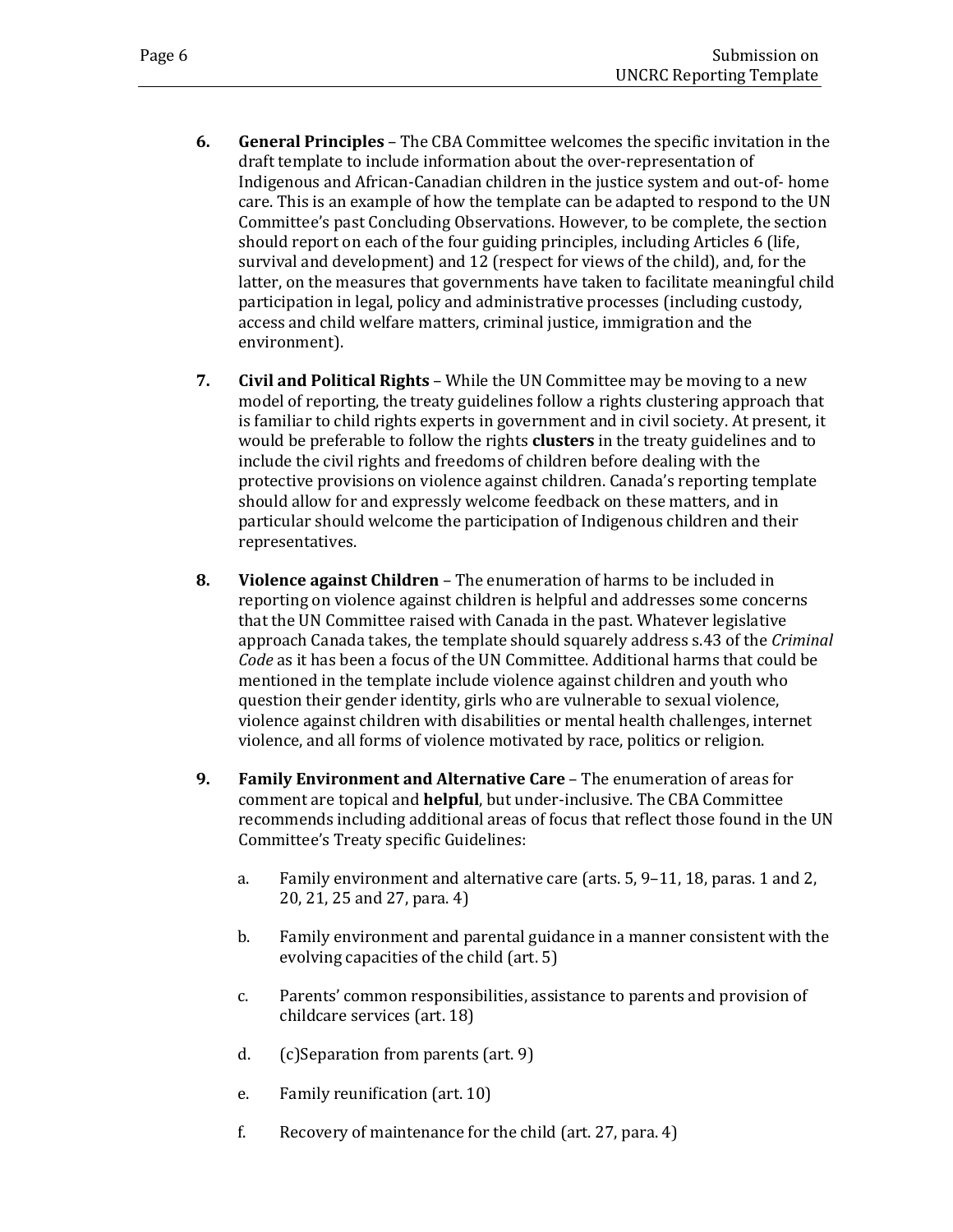6. **General Principles** – The CBA Committee welcomes the specific invitation in the draft template to include information about the over-representation of Indigenous and African-Canadian children in the justice system and out-of- home care. This is an example of how the template can be adapted to respond to the UN Committee's past Concluding Observations. However, to be complete, the section should report on each of the four guiding principles, including Articles 6 (life, survival and development) and 12 (respect for views of the child), and, for the latter, on the measures that governments have taken to facilitate meaningful child participation in legal, policy and administrative processes (including custody, access and child welfare matters, criminal justice, immigration and the environment).

7. **Civil and Political Rights** – While the UN Committee may be moving to a new model of reporting, the treaty guidelines follow a rights clustering approach that is familiar to child rights experts in government and in civil society. At present, it would be preferable to follow the rights **clusters** in the treaty guidelines and to include the civil rights and freedoms of children before dealing with the protective provisions on violence against children. Canada's reporting template should allow for and expressly welcome feedback on these matters, and in particular should welcome the participation of Indigenous children and their representatives.

8. **Violence against Children** – The enumeration of harms to be included in reporting on violence against children is helpful and addresses some concerns that the UN Committee raised with Canada in the past. Whatever legislative approach Canada takes, the template should squarely address s.43 of the *Criminal Code* as it has been a focus of the UN Committee. Additional harms that could be mentioned in the template include violence against children and youth who question their gender identity, girls who are vulnerable to sexual violence, violence against children with disabilities or mental health challenges, internet violence, and all forms of violence motivated by race, politics or religion.

9. **Family Environment and Alternative Care** – The enumeration of areas for comment are topical and **helpful**, but under-inclusive. The CBA Committee recommends including additional areas of focus that reflect those found in the UN Committee's Treaty specific Guidelines:

   a. Family environment and alternative care (arts. 5, 9–11, 18, paras. 1 and 2, 20, 21, 25 and 27, para. 4)

   b. Family environment and parental guidance in a manner consistent with the evolving capacities of the child (art. 5)

   c. Parents' common responsibilities, assistance to parents and provision of childcare services (art. 18)

   d. (c)Separation from parents (art. 9)

   e. Family reunification (art. 10)

   f. Recovery of maintenance for the child (art. 27, para. 4)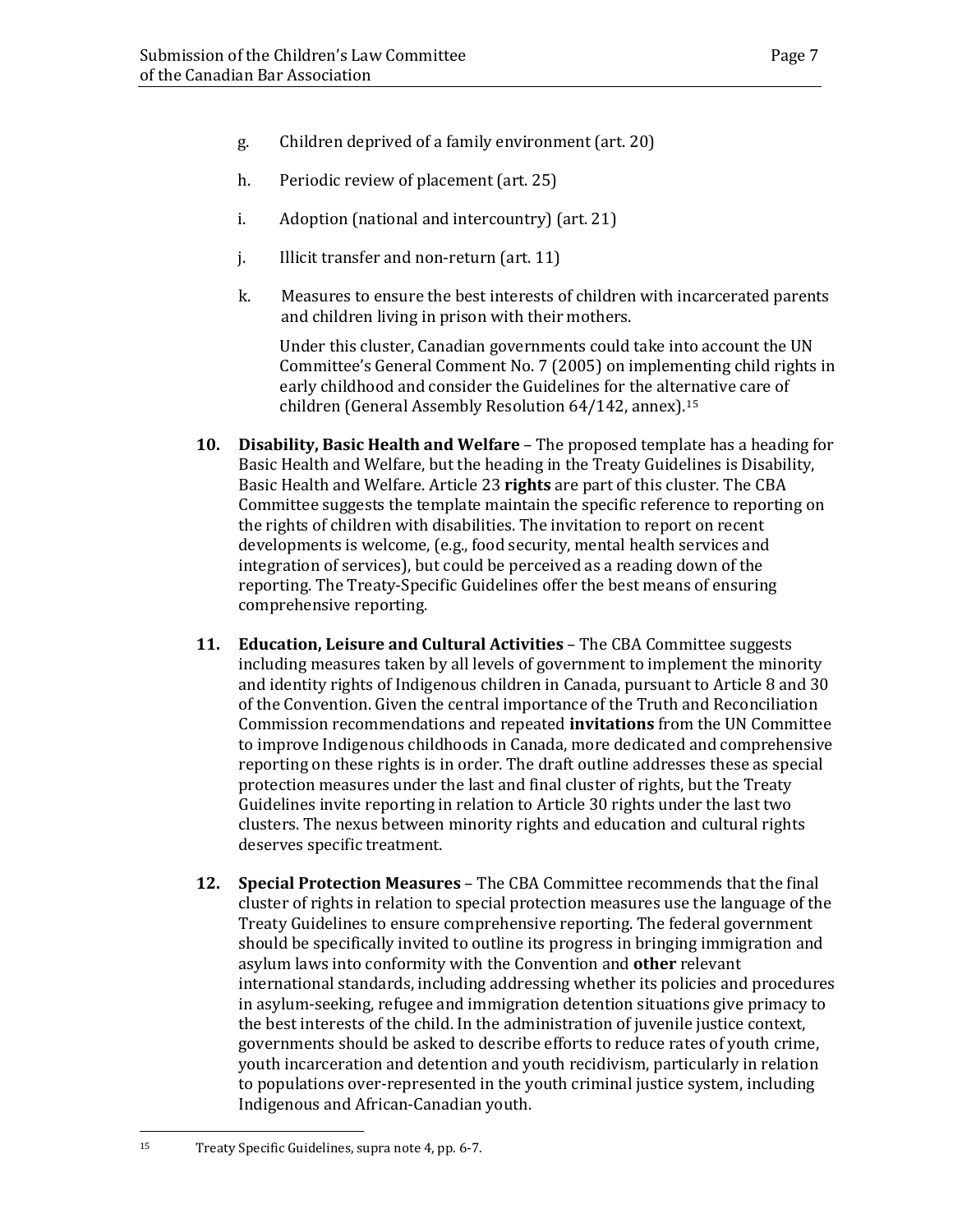g. Children deprived of a family environment (art. 20)

h. Periodic review of placement (art. 25)

i. Adoption (national and intercountry) (art. 21)

j. Illicit transfer and non-return (art. 11)

k. Measures to ensure the best interests of children with incarcerated parents and children living in prison with their mothers.

Under this cluster, Canadian governments could take into account the UN Committee's General Comment No. 7 (2005) on implementing child rights in early childhood and consider the Guidelines for the alternative care of children (General Assembly Resolution 64/142, annex).[15]

**10. Disability, Basic Health and Welfare** – The proposed template has a heading for Basic Health and Welfare, but the heading in the Treaty Guidelines is Disability, Basic Health and Welfare. Article 23 **rights** are part of this cluster. The CBA Committee suggests the template maintain the specific reference to reporting on the rights of children with disabilities. The invitation to report on recent developments is welcome, (e.g., food security, mental health services and integration of services), but could be perceived as a reading down of the reporting. The Treaty-Specific Guidelines offer the best means of ensuring comprehensive reporting.

**11. Education, Leisure and Cultural Activities** – The CBA Committee suggests including measures taken by all levels of government to implement the minority and identity rights of Indigenous children in Canada, pursuant to Article 8 and 30 of the Convention. Given the central importance of the Truth and Reconciliation Commission recommendations and repeated **invitations** from the UN Committee to improve Indigenous childhoods in Canada, more dedicated and comprehensive reporting on these rights is in order. The draft outline addresses these as special protection measures under the last and final cluster of rights, but the Treaty Guidelines invite reporting in relation to Article 30 rights under the last two clusters. The nexus between minority rights and education and cultural rights deserves specific treatment.

**12. Special Protection Measures** – The CBA Committee recommends that the final cluster of rights in relation to special protection measures use the language of the Treaty Guidelines to ensure comprehensive reporting. The federal government should be specifically invited to outline its progress in bringing immigration and asylum laws into conformity with the Convention and **other** relevant international standards, including addressing whether its policies and procedures in asylum-seeking, refugee and immigration detention situations give primacy to the best interests of the child. In the administration of juvenile justice context, governments should be asked to describe efforts to reduce rates of youth crime, youth incarceration and detention and youth recidivism, particularly in relation to populations over-represented in the youth criminal justice system, including Indigenous and African-Canadian youth.

---

[15] Treaty Specific Guidelines, supra note 4, pp. 6-7.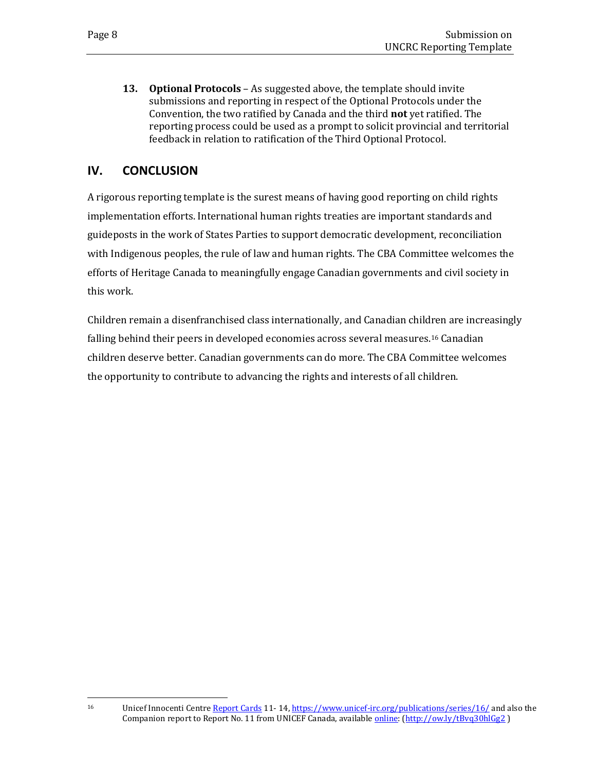13. **Optional Protocols** – As suggested above, the template should invite submissions and reporting in respect of the Optional Protocols under the Convention, the two ratified by Canada and the third **not** yet ratified. The reporting process could be used as a prompt to solicit provincial and territorial feedback in relation to ratification of the Third Optional Protocol.

## IV. CONCLUSION

A rigorous reporting template is the surest means of having good reporting on child rights implementation efforts. International human rights treaties are important standards and guideposts in the work of States Parties to support democratic development, reconciliation with Indigenous peoples, the rule of law and human rights. The CBA Committee welcomes the efforts of Heritage Canada to meaningfully engage Canadian governments and civil society in this work.

Children remain a disenfranchised class internationally, and Canadian children are increasingly falling behind their peers in developed economies across several measures.[16] Canadian children deserve better. Canadian governments can do more. The CBA Committee welcomes the opportunity to contribute to advancing the rights and interests of all children.

---

[16] Unicef Innocenti Centre Report Cards 11- 14, https://www.unicef-irc.org/publications/series/16/ and also the Companion report to Report No. 11 from UNICEF Canada, available online: (http://ow.ly/tBvq30hlGg2 )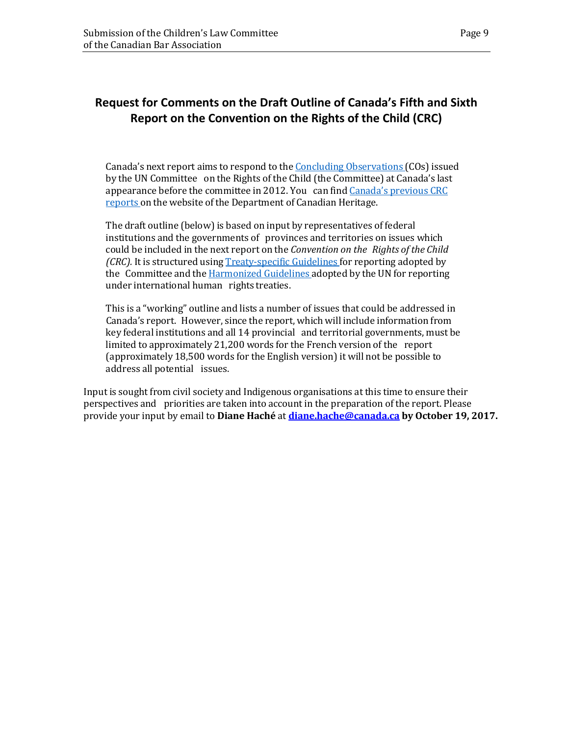## Request for Comments on the Draft Outline of Canada's Fifth and Sixth Report on the Convention on the Rights of the Child (CRC)

Canada's next report aims to respond to the Concluding Observations (COs) issued by the UN Committee on the Rights of the Child (the Committee) at Canada's last appearance before the committee in 2012. You can find Canada's previous CRC reports on the website of the Department of Canadian Heritage.

The draft outline (below) is based on input by representatives of federal institutions and the governments of provinces and territories on issues which could be included in the next report on the *Convention on the Rights of the Child (CRC).* It is structured using Treaty-specific Guidelines for reporting adopted by the Committee and the Harmonized Guidelines adopted by the UN for reporting under international human rights treaties.

This is a "working" outline and lists a number of issues that could be addressed in Canada's report. However, since the report, which will include information from key federal institutions and all 14 provincial and territorial governments, must be limited to approximately 21,200 words for the French version of the report (approximately 18,500 words for the English version) it will not be possible to address all potential issues.

Input is sought from civil society and Indigenous organisations at this time to ensure their perspectives and priorities are taken into account in the preparation of the report. Please provide your input by email to **Diane Haché** at **diane.hache@canada.ca** **by October 19, 2017.**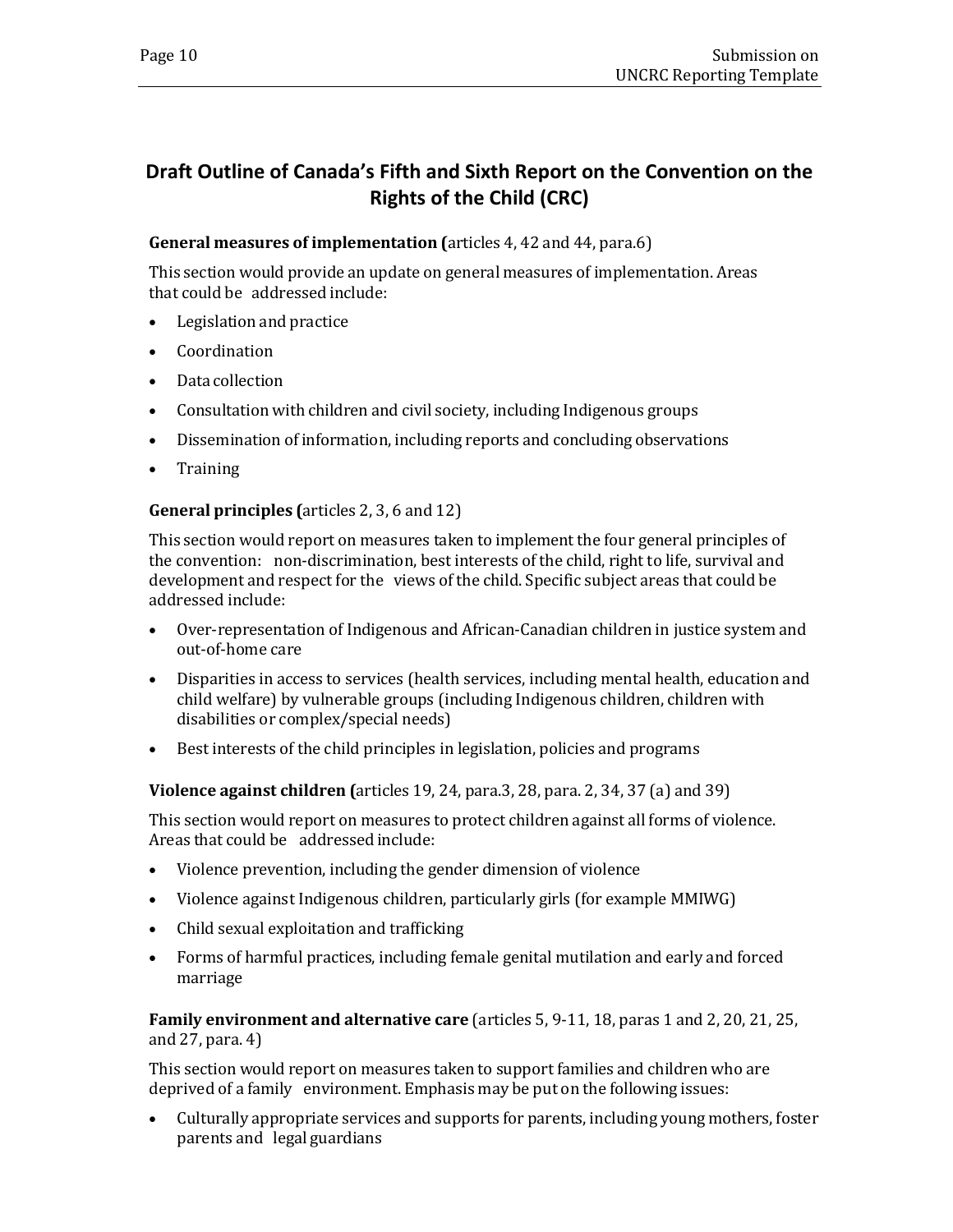## Draft Outline of Canada's Fifth and Sixth Report on the Convention on the Rights of the Child (CRC)

**General measures of implementation (**articles 4, 42 and 44, para.6)

This section would provide an update on general measures of implementation. Areas that could be addressed include:

- Legislation and practice
- Coordination
- Data collection
- Consultation with children and civil society, including Indigenous groups
- Dissemination of information, including reports and concluding observations
- Training

**General principles (**articles 2, 3, 6 and 12)

This section would report on measures taken to implement the four general principles of the convention: non-discrimination, best interests of the child, right to life, survival and development and respect for the views of the child. Specific subject areas that could be addressed include:

- Over-representation of Indigenous and African-Canadian children in justice system and out-of-home care
- Disparities in access to services (health services, including mental health, education and child welfare) by vulnerable groups (including Indigenous children, children with disabilities or complex/special needs)
- Best interests of the child principles in legislation, policies and programs

**Violence against children (**articles 19, 24, para.3, 28, para. 2, 34, 37 (a) and 39)

This section would report on measures to protect children against all forms of violence. Areas that could be addressed include:

- Violence prevention, including the gender dimension of violence
- Violence against Indigenous children, particularly girls (for example MMIWG)
- Child sexual exploitation and trafficking
- Forms of harmful practices, including female genital mutilation and early and forced marriage

**Family environment and alternative care** (articles 5, 9-11, 18, paras 1 and 2, 20, 21, 25, and 27, para. 4)

This section would report on measures taken to support families and children who are deprived of a family environment. Emphasis may be put on the following issues:

- Culturally appropriate services and supports for parents, including young mothers, foster parents and legal guardians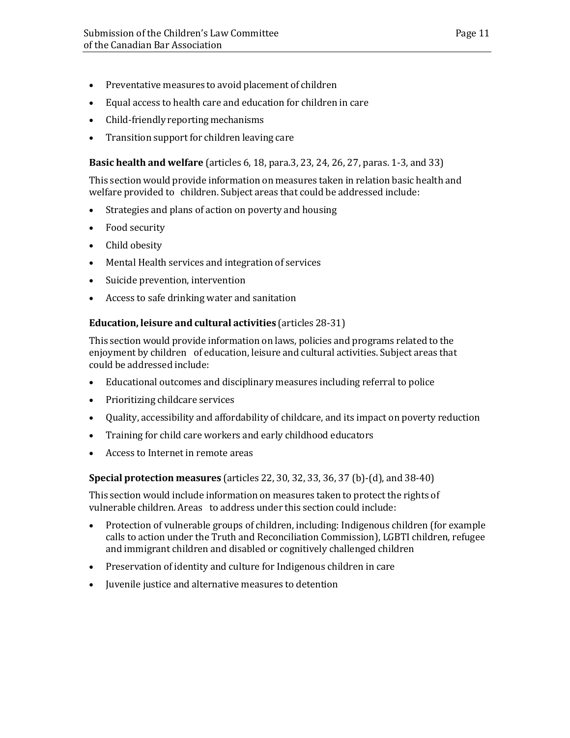- Preventative measures to avoid placement of children
- Equal access to health care and education for children in care
- Child-friendly reporting mechanisms
- Transition support for children leaving care

**Basic health and welfare** (articles 6, 18, para.3, 23, 24, 26, 27, paras. 1-3, and 33)

This section would provide information on measures taken in relation basic health and welfare provided to children. Subject areas that could be addressed include:

- Strategies and plans of action on poverty and housing
- Food security
- Child obesity
- Mental Health services and integration of services
- Suicide prevention, intervention
- Access to safe drinking water and sanitation

**Education, leisure and cultural activities** (articles 28-31)

This section would provide information on laws, policies and programs related to the enjoyment by children of education, leisure and cultural activities. Subject areas that could be addressed include:

- Educational outcomes and disciplinary measures including referral to police
- Prioritizing childcare services
- Quality, accessibility and affordability of childcare, and its impact on poverty reduction
- Training for child care workers and early childhood educators
- Access to Internet in remote areas

**Special protection measures** (articles 22, 30, 32, 33, 36, 37 (b)-(d), and 38-40)

This section would include information on measures taken to protect the rights of vulnerable children. Areas to address under this section could include:

- Protection of vulnerable groups of children, including: Indigenous children (for example calls to action under the Truth and Reconciliation Commission), LGBTI children, refugee and immigrant children and disabled or cognitively challenged children
- Preservation of identity and culture for Indigenous children in care
- Juvenile justice and alternative measures to detention